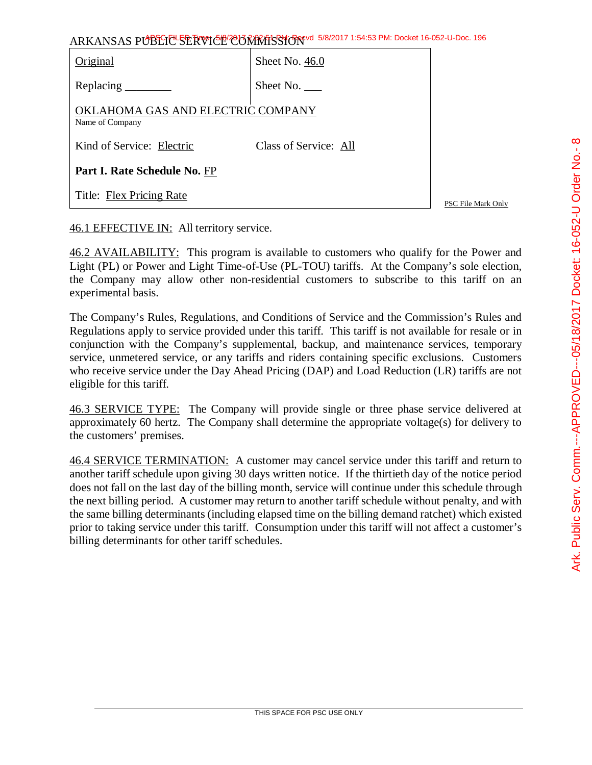ARKANSAS PUBLIC SERVICE COMMISSION

| Original | Sheet No. 46.0 |
| --- | --- |
| Replacing ________ | Sheet No. ___ |
| OKLAHOMA GAS AND ELECTRIC COMPANY<br>Name of Company | |
| Kind of Service: Electric | Class of Service: All |
| **Part I. Rate Schedule No.** FP | |
| Title: Flex Pricing Rate | |

PSC File Mark Only

46.1 EFFECTIVE IN: All territory service.

46.2 AVAILABILITY: This program is available to customers who qualify for the Power and Light (PL) or Power and Light Time-of-Use (PL-TOU) tariffs. At the Company's sole election, the Company may allow other non-residential customers to subscribe to this tariff on an experimental basis.

The Company's Rules, Regulations, and Conditions of Service and the Commission's Rules and Regulations apply to service provided under this tariff. This tariff is not available for resale or in conjunction with the Company's supplemental, backup, and maintenance services, temporary service, unmetered service, or any tariffs and riders containing specific exclusions. Customers who receive service under the Day Ahead Pricing (DAP) and Load Reduction (LR) tariffs are not eligible for this tariff.

46.3 SERVICE TYPE: The Company will provide single or three phase service delivered at approximately 60 hertz. The Company shall determine the appropriate voltage(s) for delivery to the customers' premises.

46.4 SERVICE TERMINATION: A customer may cancel service under this tariff and return to another tariff schedule upon giving 30 days written notice. If the thirtieth day of the notice period does not fall on the last day of the billing month, service will continue under this schedule through the next billing period. A customer may return to another tariff schedule without penalty, and with the same billing determinants (including elapsed time on the billing demand ratchet) which existed prior to taking service under this tariff. Consumption under this tariff will not affect a customer's billing determinants for other tariff schedules.

THIS SPACE FOR PSC USE ONLY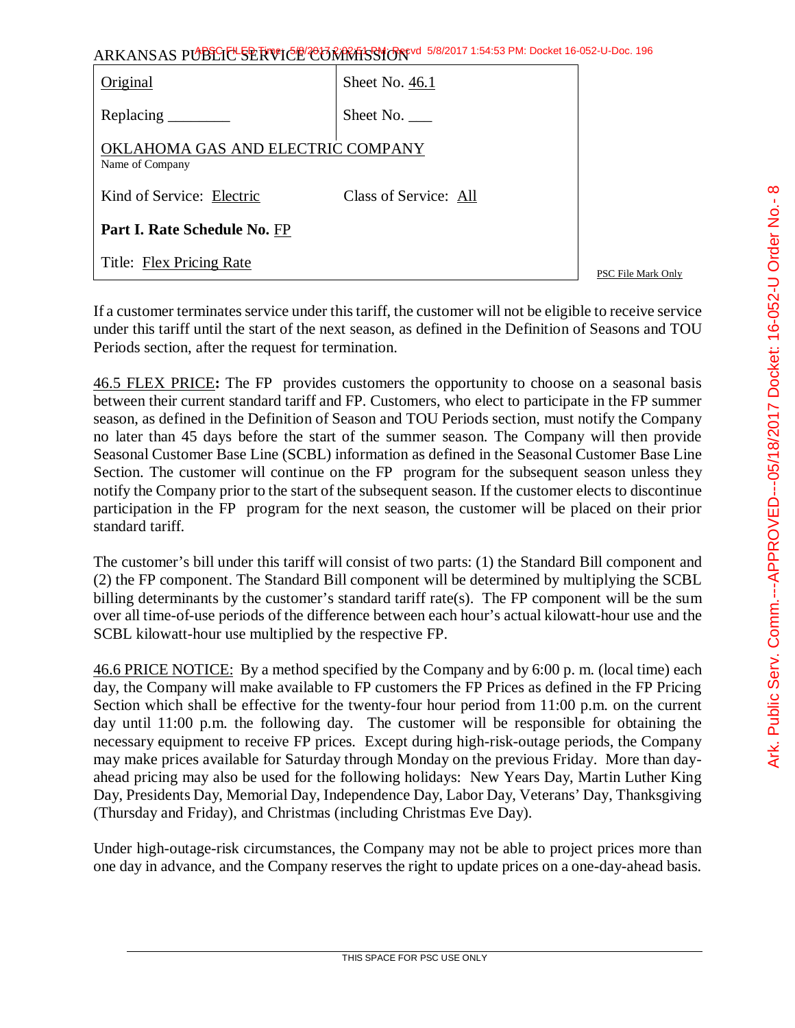| Original | Sheet No. 46.1 |
| --- | --- |
| Replacing ________ | Sheet No. ___ |
| OKLAHOMA GAS AND ELECTRIC COMPANY<br>Name of Company | |
| Kind of Service: Electric | Class of Service: All |
| **Part I. Rate Schedule No.** FP | |
| Title: Flex Pricing Rate | |

PSC File Mark Only

If a customer terminates service under this tariff, the customer will not be eligible to receive service under this tariff until the start of the next season, as defined in the Definition of Seasons and TOU Periods section, after the request for termination.

46.5 FLEX PRICE**:** The FP provides customers the opportunity to choose on a seasonal basis between their current standard tariff and FP. Customers, who elect to participate in the FP summer season, as defined in the Definition of Season and TOU Periods section, must notify the Company no later than 45 days before the start of the summer season. The Company will then provide Seasonal Customer Base Line (SCBL) information as defined in the Seasonal Customer Base Line Section. The customer will continue on the FP program for the subsequent season unless they notify the Company prior to the start of the subsequent season. If the customer elects to discontinue participation in the FP program for the next season, the customer will be placed on their prior standard tariff.

The customer's bill under this tariff will consist of two parts: (1) the Standard Bill component and (2) the FP component. The Standard Bill component will be determined by multiplying the SCBL billing determinants by the customer's standard tariff rate(s). The FP component will be the sum over all time-of-use periods of the difference between each hour's actual kilowatt-hour use and the SCBL kilowatt-hour use multiplied by the respective FP.

46.6 PRICE NOTICE: By a method specified by the Company and by 6:00 p. m. (local time) each day, the Company will make available to FP customers the FP Prices as defined in the FP Pricing Section which shall be effective for the twenty-four hour period from 11:00 p.m. on the current day until 11:00 p.m. the following day. The customer will be responsible for obtaining the necessary equipment to receive FP prices. Except during high-risk-outage periods, the Company may make prices available for Saturday through Monday on the previous Friday. More than day-ahead pricing may also be used for the following holidays: New Years Day, Martin Luther King Day, Presidents Day, Memorial Day, Independence Day, Labor Day, Veterans' Day, Thanksgiving (Thursday and Friday), and Christmas (including Christmas Eve Day).

Under high-outage-risk circumstances, the Company may not be able to project prices more than one day in advance, and the Company reserves the right to update prices on a one-day-ahead basis.

THIS SPACE FOR PSC USE ONLY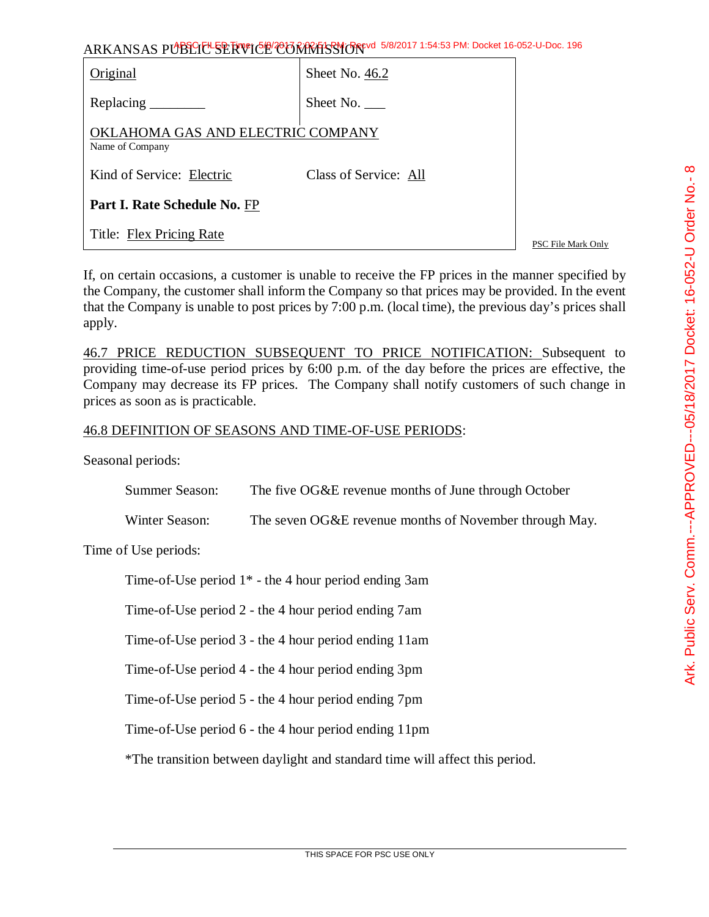ARKANSAS PUBLIC SERVICE COMMISSION

| Original | Sheet No. 46.2 |
|---|---|
| Replacing ________ | Sheet No. ___ |
| OKLAHOMA GAS AND ELECTRIC COMPANY<br>Name of Company | |
| Kind of Service: Electric | Class of Service: All |
| **Part I. Rate Schedule No.** FP | |
| Title: Flex Pricing Rate | |

PSC File Mark Only

If, on certain occasions, a customer is unable to receive the FP prices in the manner specified by the Company, the customer shall inform the Company so that prices may be provided. In the event that the Company is unable to post prices by 7:00 p.m. (local time), the previous day's prices shall apply.

46.7 PRICE REDUCTION SUBSEQUENT TO PRICE NOTIFICATION: Subsequent to providing time-of-use period prices by 6:00 p.m. of the day before the prices are effective, the Company may decrease its FP prices. The Company shall notify customers of such change in prices as soon as is practicable.

46.8 DEFINITION OF SEASONS AND TIME-OF-USE PERIODS:

Seasonal periods:

Summer Season: The five OG&E revenue months of June through October

Winter Season: The seven OG&E revenue months of November through May.

Time of Use periods:

Time-of-Use period 1* - the 4 hour period ending 3am

Time-of-Use period 2 - the 4 hour period ending 7am

Time-of-Use period 3 - the 4 hour period ending 11am

Time-of-Use period 4 - the 4 hour period ending 3pm

Time-of-Use period 5 - the 4 hour period ending 7pm

Time-of-Use period 6 - the 4 hour period ending 11pm

*The transition between daylight and standard time will affect this period.

THIS SPACE FOR PSC USE ONLY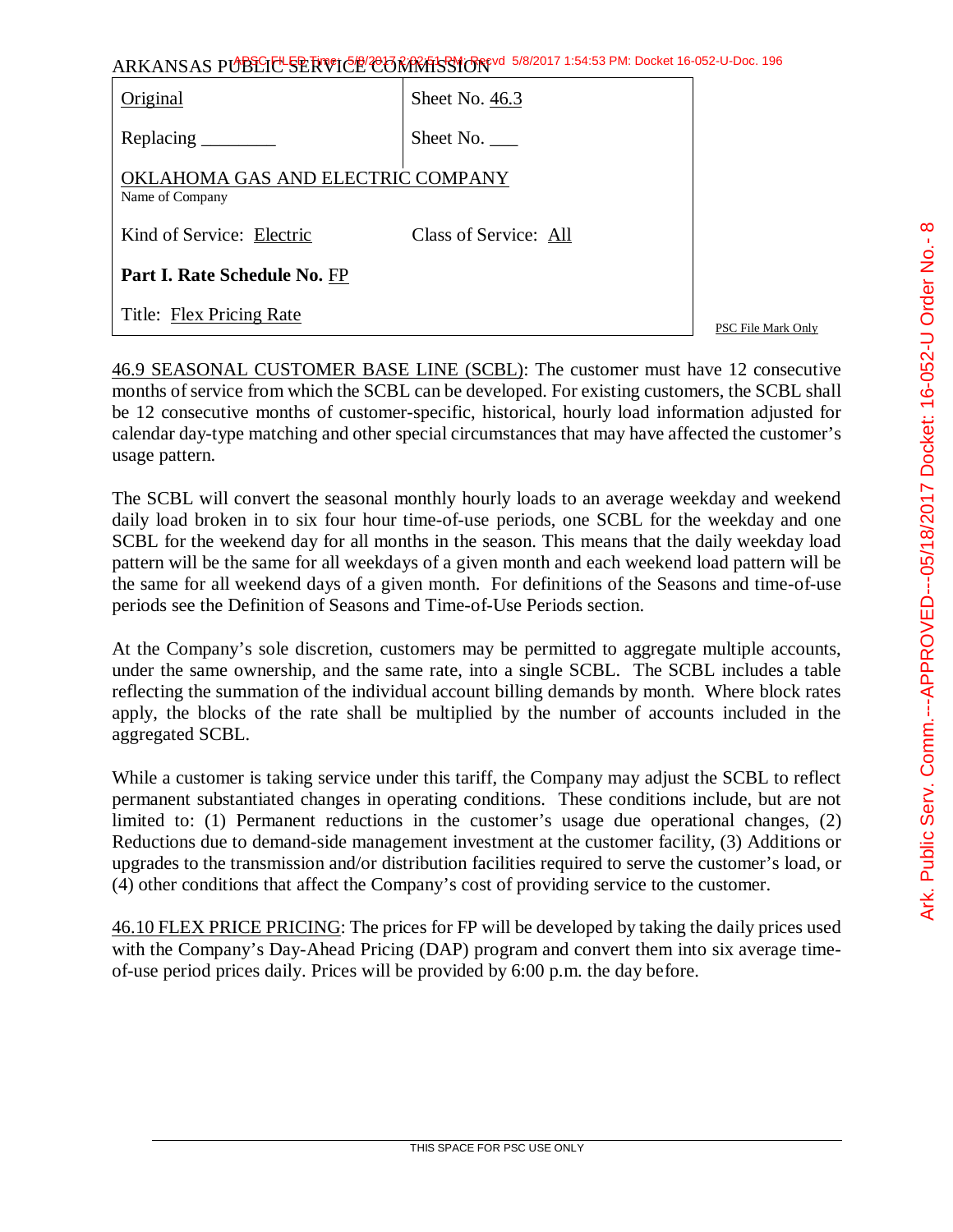| Original | Sheet No. 46.3 |
| --- | --- |
| Replacing ________ | Sheet No. ___ |
| OKLAHOMA GAS AND ELECTRIC COMPANY<br>Name of Company | |
| Kind of Service: Electric | Class of Service: All |
| **Part I. Rate Schedule No.** FP | |
| Title: Flex Pricing Rate | |

PSC File Mark Only

46.9 SEASONAL CUSTOMER BASE LINE (SCBL): The customer must have 12 consecutive months of service from which the SCBL can be developed. For existing customers, the SCBL shall be 12 consecutive months of customer-specific, historical, hourly load information adjusted for calendar day-type matching and other special circumstances that may have affected the customer's usage pattern.

The SCBL will convert the seasonal monthly hourly loads to an average weekday and weekend daily load broken in to six four hour time-of-use periods, one SCBL for the weekday and one SCBL for the weekend day for all months in the season. This means that the daily weekday load pattern will be the same for all weekdays of a given month and each weekend load pattern will be the same for all weekend days of a given month. For definitions of the Seasons and time-of-use periods see the Definition of Seasons and Time-of-Use Periods section.

At the Company's sole discretion, customers may be permitted to aggregate multiple accounts, under the same ownership, and the same rate, into a single SCBL. The SCBL includes a table reflecting the summation of the individual account billing demands by month. Where block rates apply, the blocks of the rate shall be multiplied by the number of accounts included in the aggregated SCBL.

While a customer is taking service under this tariff, the Company may adjust the SCBL to reflect permanent substantiated changes in operating conditions. These conditions include, but are not limited to: (1) Permanent reductions in the customer's usage due operational changes, (2) Reductions due to demand-side management investment at the customer facility, (3) Additions or upgrades to the transmission and/or distribution facilities required to serve the customer's load, or (4) other conditions that affect the Company's cost of providing service to the customer.

46.10 FLEX PRICE PRICING: The prices for FP will be developed by taking the daily prices used with the Company's Day-Ahead Pricing (DAP) program and convert them into six average time-of-use period prices daily. Prices will be provided by 6:00 p.m. the day before.

THIS SPACE FOR PSC USE ONLY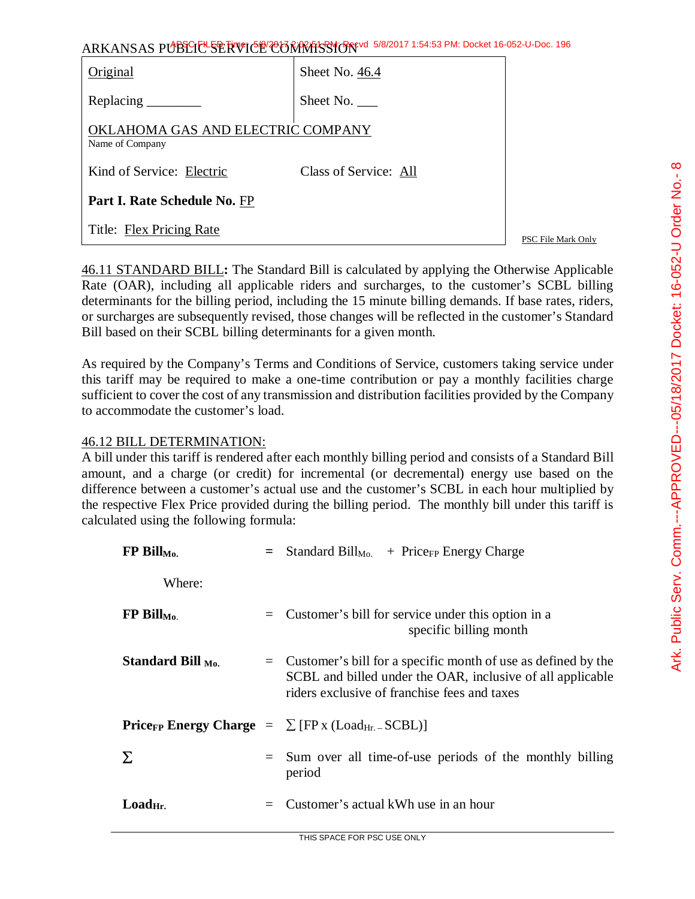ARKANSAS PUBLIC SERVICE COMMISSION

| Original | Sheet No. 46.4 |
| --- | --- |
| Replacing ________ | Sheet No. ___ |
| OKLAHOMA GAS AND ELECTRIC COMPANY<br>Name of Company | |
| Kind of Service: Electric | Class of Service: All |
| **Part I. Rate Schedule No.** FP | |
| Title: Flex Pricing Rate | |

PSC File Mark Only

46.11 STANDARD BILL**:** The Standard Bill is calculated by applying the Otherwise Applicable Rate (OAR), including all applicable riders and surcharges, to the customer's SCBL billing determinants for the billing period, including the 15 minute billing demands. If base rates, riders, or surcharges are subsequently revised, those changes will be reflected in the customer's Standard Bill based on their SCBL billing determinants for a given month.

As required by the Company's Terms and Conditions of Service, customers taking service under this tariff may be required to make a one-time contribution or pay a monthly facilities charge sufficient to cover the cost of any transmission and distribution facilities provided by the Company to accommodate the customer's load.

46.12 BILL DETERMINATION:

A bill under this tariff is rendered after each monthly billing period and consists of a Standard Bill amount, and a charge (or credit) for incremental (or decremental) energy use based on the difference between a customer's actual use and the customer's SCBL in each hour multiplied by the respective Flex Price provided during the billing period. The monthly bill under this tariff is calculated using the following formula:

$$\textbf{FP Bill}_{\text{Mo.}} = \text{Standard Bill}_{\text{Mo.}} + \text{Price}_{\text{FP}} \text{ Energy Charge}$$

Where:

**FP Bill**$_{\text{Mo.}}$ = Customer's bill for service under this option in a specific billing month

**Standard Bill** $_{\text{Mo.}}$ = Customer's bill for a specific month of use as defined by the SCBL and billed under the OAR, inclusive of all applicable riders exclusive of franchise fees and taxes

**Price**$_{\text{FP}}$ **Energy Charge** = $\sum [\text{FP} \times (\text{Load}_{\text{Hr.}} - \text{SCBL})]$

$\sum$ = Sum over all time-of-use periods of the monthly billing period

**Load**$_{\text{Hr.}}$ = Customer's actual kWh use in an hour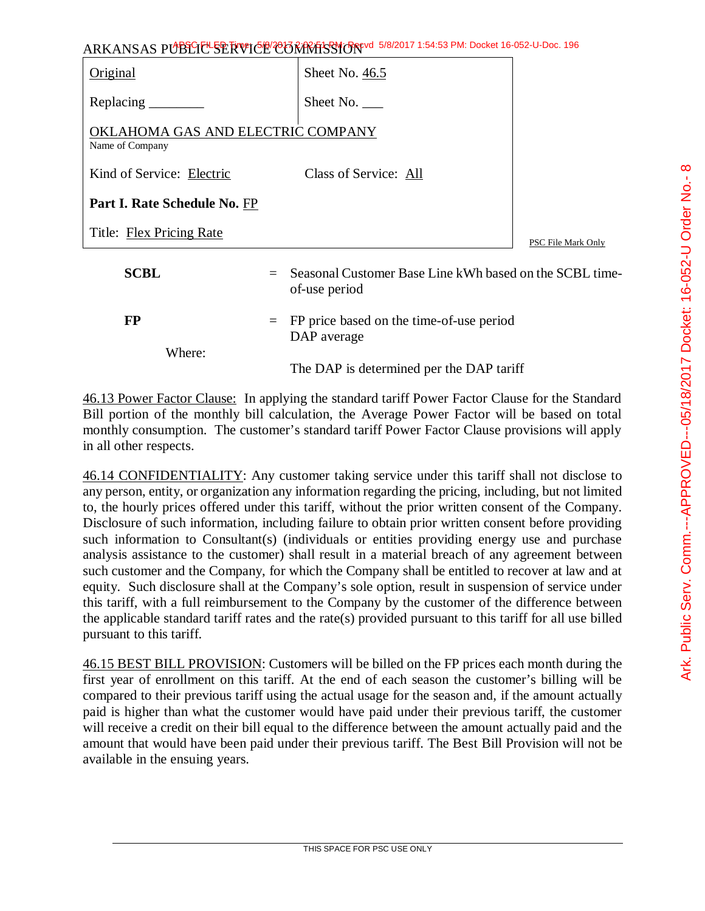ARKANSAS PUBLIC SERVICE COMMISSION

| | |
|---|---|
| Original | Sheet No. 46.5 |
| Replacing ________ | Sheet No. ___ |
| OKLAHOMA GAS AND ELECTRIC COMPANY<br>Name of Company | |
| Kind of Service: Electric | Class of Service: All |
| **Part I. Rate Schedule No.** FP | |
| Title: Flex Pricing Rate | |

PSC File Mark Only

**SCBL** = Seasonal Customer Base Line kWh based on the SCBL time-of-use period

**FP** = FP price based on the time-of-use period DAP average

Where:

The DAP is determined per the DAP tariff

46.13 Power Factor Clause: In applying the standard tariff Power Factor Clause for the Standard Bill portion of the monthly bill calculation, the Average Power Factor will be based on total monthly consumption. The customer's standard tariff Power Factor Clause provisions will apply in all other respects.

46.14 CONFIDENTIALITY: Any customer taking service under this tariff shall not disclose to any person, entity, or organization any information regarding the pricing, including, but not limited to, the hourly prices offered under this tariff, without the prior written consent of the Company. Disclosure of such information, including failure to obtain prior written consent before providing such information to Consultant(s) (individuals or entities providing energy use and purchase analysis assistance to the customer) shall result in a material breach of any agreement between such customer and the Company, for which the Company shall be entitled to recover at law and at equity. Such disclosure shall at the Company's sole option, result in suspension of service under this tariff, with a full reimbursement to the Company by the customer of the difference between the applicable standard tariff rates and the rate(s) provided pursuant to this tariff for all use billed pursuant to this tariff.

46.15 BEST BILL PROVISION: Customers will be billed on the FP prices each month during the first year of enrollment on this tariff. At the end of each season the customer's billing will be compared to their previous tariff using the actual usage for the season and, if the amount actually paid is higher than what the customer would have paid under their previous tariff, the customer will receive a credit on their bill equal to the difference between the amount actually paid and the amount that would have been paid under their previous tariff. The Best Bill Provision will not be available in the ensuing years.

THIS SPACE FOR PSC USE ONLY